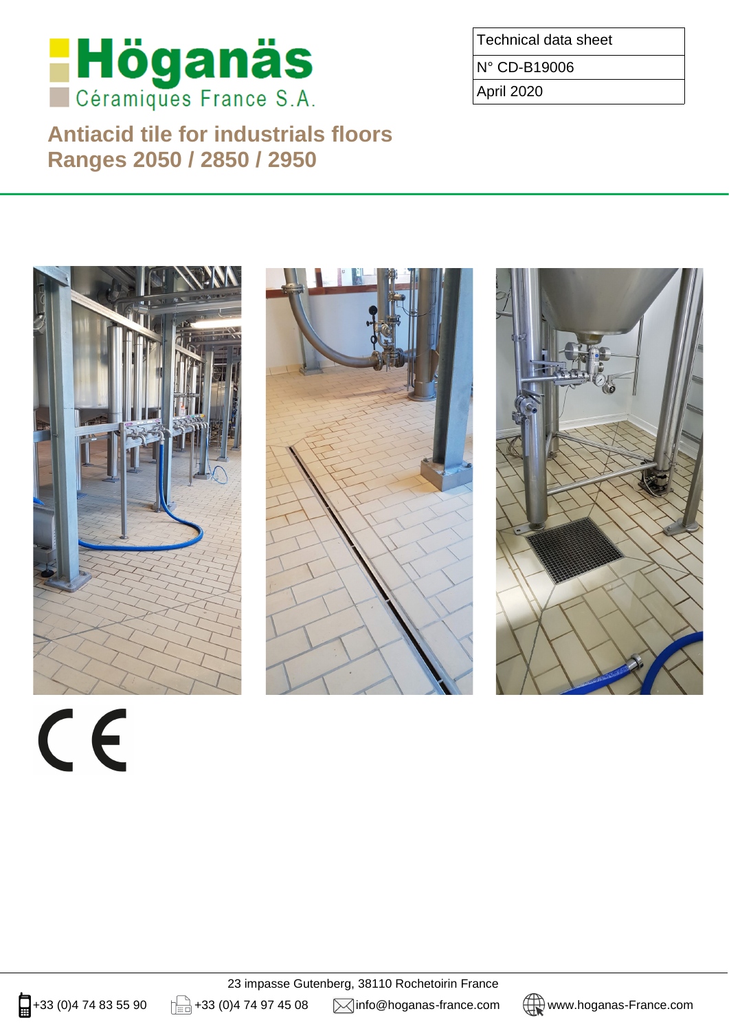Höganäs
Céramiques France S.A.

| Technical data sheet |
| --- |
| N° CD-B19006 |
| April 2020 |

# Antiacid tile for industrials floors
# Ranges 2050 / 2850 / 2950

CE

23 impasse Gutenberg, 38110 Rochetoirin France

+33 (0)4 74 83 55 90 | +33 (0)4 74 97 45 08 | info@hoganas-france.com | www.hoganas-France.com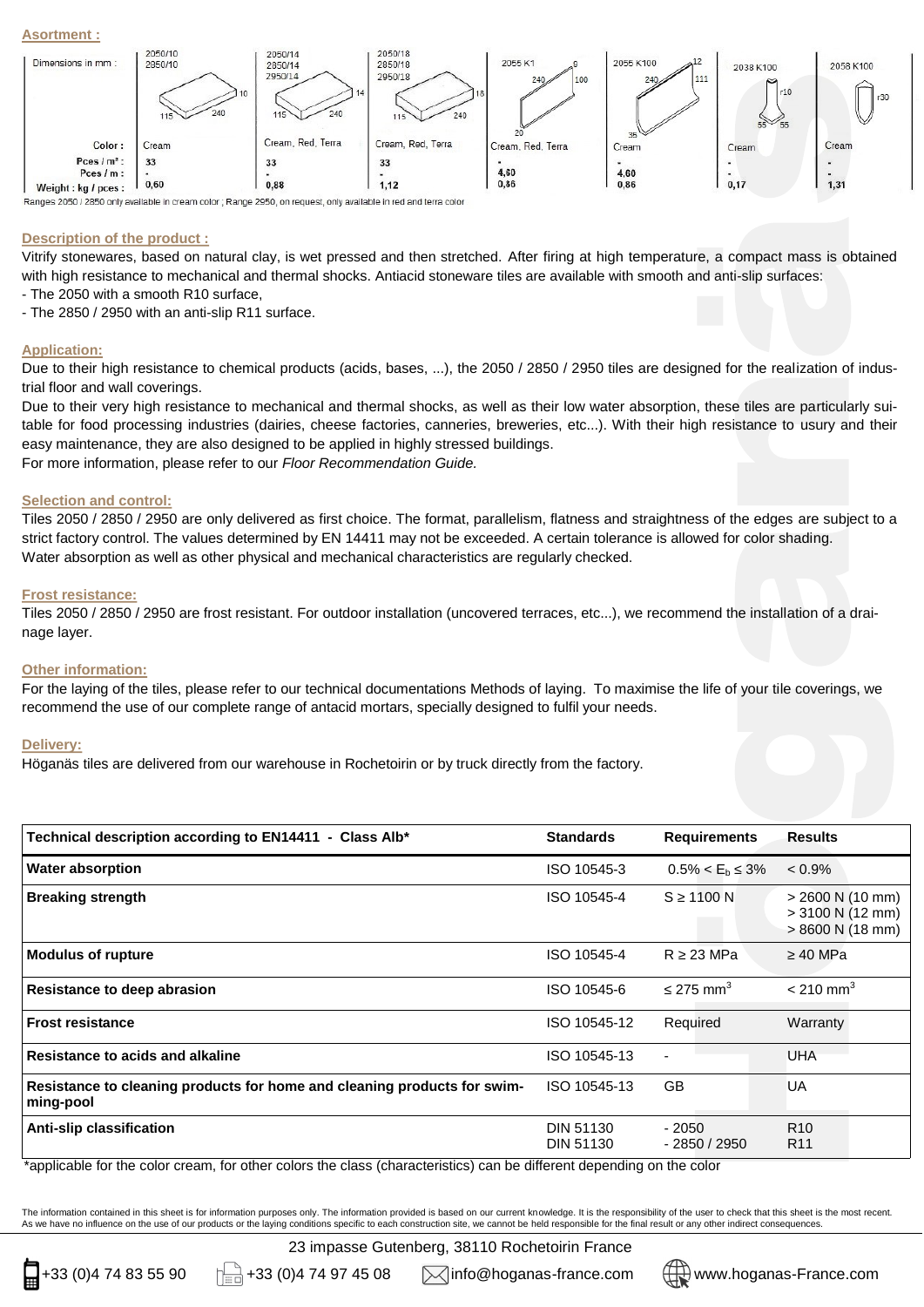**Asortment :**

| Dimensions in mm : | 2050/10<br>2850/10 | 2050/14<br>2850/14<br>2950/14 | 2050/18<br>2850/18<br>2950/18 | 2055 K1 | 2055 K100 | 2038 K100 | 2058 K100 |
|---|---|---|---|---|---|---|---|
| Color : | Cream | Cream, Red, Terra | Cream, Red, Terra | Cream, Red, Terra | Cream | Cream | Cream |
| Pces / m² : | 33 | 33 | 33 | - | - | - | - |
| Pces / m : | - | - | - | 4,60 | 4,60 | - | - |
| Weight : kg / pces : | 0,60 | 0,88 | 1,12 | 0,86 | 0,86 | 0,17 | 1,31 |

Ranges 2050 / 2850 only available in cream color ; Range 2950, on request, only available in red and terra color

**Description of the product :**

Vitrify stonewares, based on natural clay, is wet pressed and then stretched. After firing at high temperature, a compact mass is obtained with high resistance to mechanical and thermal shocks. Antiacid stoneware tiles are available with smooth and anti-slip surfaces:
- The 2050 with a smooth R10 surface,
- The 2850 / 2950 with an anti-slip R11 surface.

**Application:**

Due to their high resistance to chemical products (acids, bases, ...), the 2050 / 2850 / 2950 tiles are designed for the realization of industrial floor and wall coverings.
Due to their very high resistance to mechanical and thermal shocks, as well as their low water absorption, these tiles are particularly suitable for food processing industries (dairies, cheese factories, canneries, breweries, etc...). With their high resistance to usury and their easy maintenance, they are also designed to be applied in highly stressed buildings.
For more information, please refer to our *Floor Recommendation Guide.*

**Selection and control:**

Tiles 2050 / 2850 / 2950 are only delivered as first choice. The format, parallelism, flatness and straightness of the edges are subject to a strict factory control. The values determined by EN 14411 may not be exceeded. A certain tolerance is allowed for color shading.
Water absorption as well as other physical and mechanical characteristics are regularly checked.

**Frost resistance:**

Tiles 2050 / 2850 / 2950 are frost resistant. For outdoor installation (uncovered terraces, etc...), we recommend the installation of a drainage layer.

**Other information:**

For the laying of the tiles, please refer to our technical documentations Methods of laying. To maximise the life of your tile coverings, we recommend the use of our complete range of antacid mortars, specially designed to fulfil your needs.

**Delivery:**

Höganäs tiles are delivered from our warehouse in Rochetoirin or by truck directly from the factory.

| Technical description according to EN14411 - Class AIb* | Standards | Requirements | Results |
|---|---|---|---|
| Water absorption | ISO 10545-3 | $0.5\% < E_b \leq 3\%$ | < 0.9% |
| Breaking strength | ISO 10545-4 | S ≥ 1100 N | > 2600 N (10 mm)<br>> 3100 N (12 mm)<br>> 8600 N (18 mm) |
| Modulus of rupture | ISO 10545-4 | R ≥ 23 MPa | ≥ 40 MPa |
| Resistance to deep abrasion | ISO 10545-6 | ≤ 275 $mm^3$ | < 210 $mm^3$ |
| Frost resistance | ISO 10545-12 | Required | Warranty |
| Resistance to acids and alkaline | ISO 10545-13 | - | UHA |
| Resistance to cleaning products for home and cleaning products for swimming-pool | ISO 10545-13 | GB | UA |
| Anti-slip classification | DIN 51130<br>DIN 51130 | - 2050<br>- 2850 / 2950 | R10<br>R11 |

*applicable for the color cream, for other colors the class (characteristics) can be different depending on the color

The information contained in this sheet is for information purposes only. The information provided is based on our current knowledge. It is the responsibility of the user to check that this sheet is the most recent. As we have no influence on the use of our products or the laying conditions specific to each construction site, we cannot be held responsible for the final result or any other indirect consequences.

23 impasse Gutenberg, 38110 Rochetoirin France

+33 (0)4 74 83 55 90 +33 (0)4 74 97 45 08 info@hoganas-france.com www.hoganas-France.com